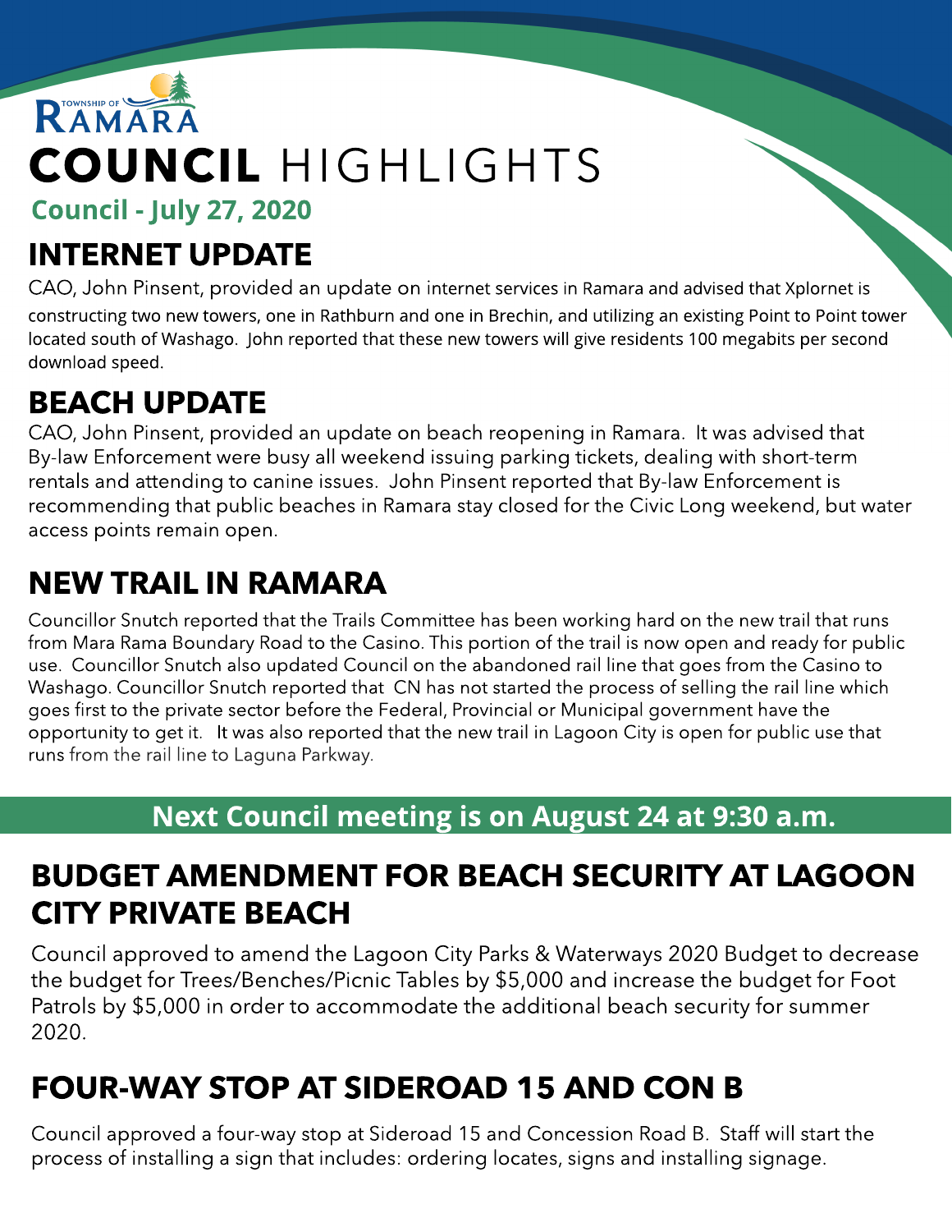TOWNSHIP OF RAMARA

# COUNCIL HIGHLIGHTS

**Council - July 27, 2020**

## INTERNET UPDATE

CAO, John Pinsent, provided an update on internet services in Ramara and advised that Xplornet is constructing two new towers, one in Rathburn and one in Brechin, and utilizing an existing Point to Point tower located south of Washago. John reported that these new towers will give residents 100 megabits per second download speed.

## BEACH UPDATE

CAO, John Pinsent, provided an update on beach reopening in Ramara. It was advised that By-law Enforcement were busy all weekend issuing parking tickets, dealing with short-term rentals and attending to canine issues. John Pinsent reported that By-law Enforcement is recommending that public beaches in Ramara stay closed for the Civic Long weekend, but water access points remain open.

## NEW TRAIL IN RAMARA

Councillor Snutch reported that the Trails Committee has been working hard on the new trail that runs from Mara Rama Boundary Road to the Casino. This portion of the trail is now open and ready for public use. Councillor Snutch also updated Council on the abandoned rail line that goes from the Casino to Washago. Councillor Snutch reported that CN has not started the process of selling the rail line which goes first to the private sector before the Federal, Provincial or Municipal government have the opportunity to get it. It was also reported that the new trail in Lagoon City is open for public use that runs from the rail line to Laguna Parkway.

**Next Council meeting is on August 24 at 9:30 a.m.**

## BUDGET AMENDMENT FOR BEACH SECURITY AT LAGOON CITY PRIVATE BEACH

Council approved to amend the Lagoon City Parks & Waterways 2020 Budget to decrease the budget for Trees/Benches/Picnic Tables by $5,000 and increase the budget for Foot Patrols by $5,000 in order to accommodate the additional beach security for summer 2020.

## FOUR-WAY STOP AT SIDEROAD 15 AND CON B

Council approved a four-way stop at Sideroad 15 and Concession Road B. Staff will start the process of installing a sign that includes: ordering locates, signs and installing signage.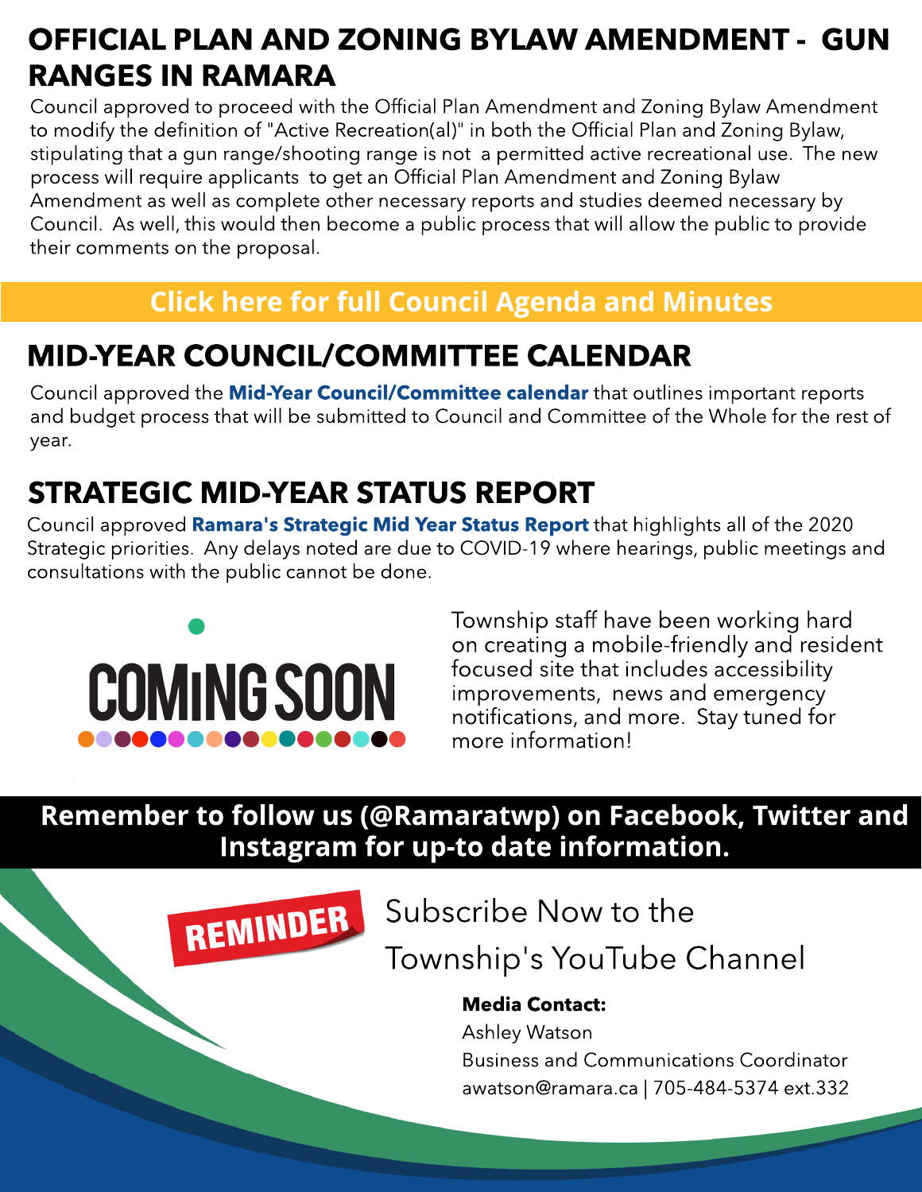# OFFICIAL PLAN AND ZONING BYLAW AMENDMENT - GUN RANGES IN RAMARA

Council approved to proceed with the Official Plan Amendment and Zoning Bylaw Amendment to modify the definition of "Active Recreation(al)" in both the Official Plan and Zoning Bylaw, stipulating that a gun range/shooting range is not a permitted active recreational use. The new process will require applicants to get an Official Plan Amendment and Zoning Bylaw Amendment as well as complete other necessary reports and studies deemed necessary by Council. As well, this would then become a public process that will allow the public to provide their comments on the proposal.

**Click here for full Council Agenda and Minutes**

# MID-YEAR COUNCIL/COMMITTEE CALENDAR

Council approved the **Mid-Year Council/Committee calendar** that outlines important reports and budget process that will be submitted to Council and Committee of the Whole for the rest of year.

# STRATEGIC MID-YEAR STATUS REPORT

Council approved **Ramara's Strategic Mid Year Status Report** that highlights all of the 2020 Strategic priorities. Any delays noted are due to COVID-19 where hearings, public meetings and consultations with the public cannot be done.

COMiNG SOON

Township staff have been working hard on creating a mobile-friendly and resident focused site that includes accessibility improvements, news and emergency notifications, and more. Stay tuned for more information!

**Remember to follow us (@Ramaratwp) on Facebook, Twitter and Instagram for up-to date information.**

REMINDER

Subscribe Now to the Township's YouTube Channel

**Media Contact:**
Ashley Watson
Business and Communications Coordinator
awatson@ramara.ca | 705-484-5374 ext.332